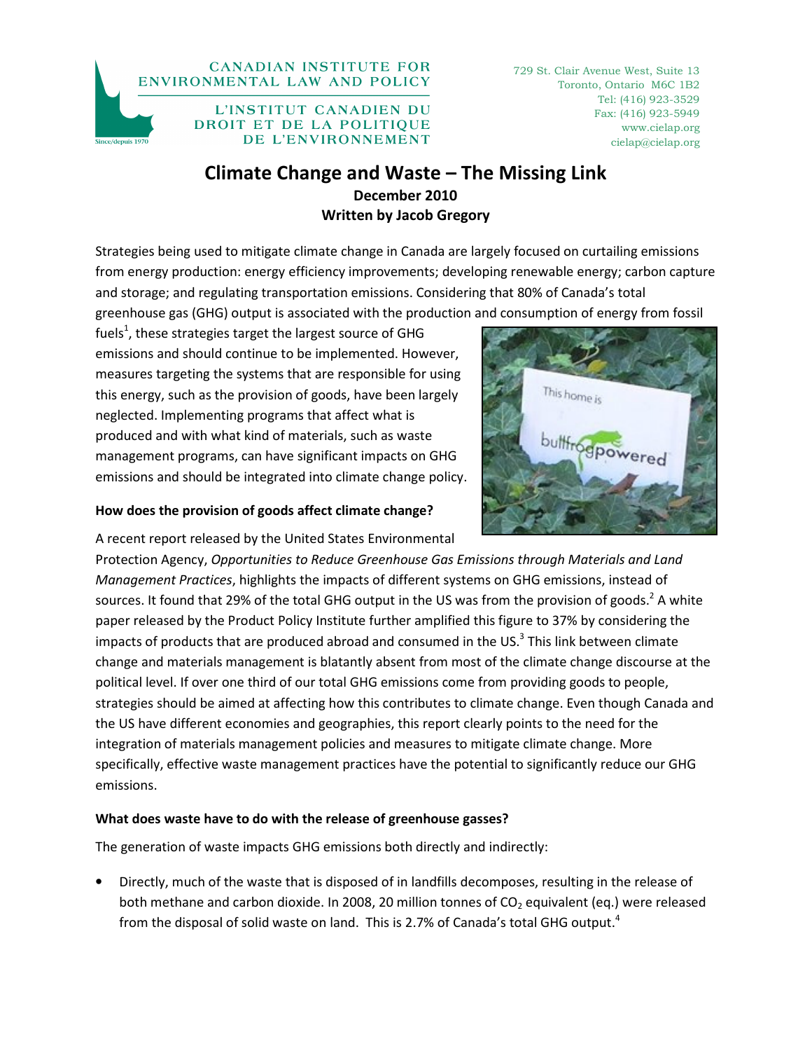CANADIAN INSTITUTE FOR ENVIRONMENTAL LAW AND POLICY

L'INSTITUT CANADIEN DU DROIT ET DE LA POLITIQUE DE L'ENVIRONNEMENT

Since/depuis 1970

729 St. Clair Avenue West, Suite 13
Toronto, Ontario M6C 1B2
Tel: (416) 923-3529
Fax: (416) 923-5949
www.cielap.org
cielap@cielap.org

# Climate Change and Waste – The Missing Link

**December 2010**

**Written by Jacob Gregory**

Strategies being used to mitigate climate change in Canada are largely focused on curtailing emissions from energy production: energy efficiency improvements; developing renewable energy; carbon capture and storage; and regulating transportation emissions. Considering that 80% of Canada's total greenhouse gas (GHG) output is associated with the production and consumption of energy from fossil fuels[1], these strategies target the largest source of GHG emissions and should continue to be implemented. However, measures targeting the systems that are responsible for using this energy, such as the provision of goods, have been largely neglected. Implementing programs that affect what is produced and with what kind of materials, such as waste management programs, can have significant impacts on GHG emissions and should be integrated into climate change policy.

### How does the provision of goods affect climate change?

A recent report released by the United States Environmental Protection Agency, *Opportunities to Reduce Greenhouse Gas Emissions through Materials and Land Management Practices*, highlights the impacts of different systems on GHG emissions, instead of sources. It found that 29% of the total GHG output in the US was from the provision of goods.[2] A white paper released by the Product Policy Institute further amplified this figure to 37% by considering the impacts of products that are produced abroad and consumed in the US.[3] This link between climate change and materials management is blatantly absent from most of the climate change discourse at the political level. If over one third of our total GHG emissions come from providing goods to people, strategies should be aimed at affecting how this contributes to climate change. Even though Canada and the US have different economies and geographies, this report clearly points to the need for the integration of materials management policies and measures to mitigate climate change. More specifically, effective waste management practices have the potential to significantly reduce our GHG emissions.

### What does waste have to do with the release of greenhouse gasses?

The generation of waste impacts GHG emissions both directly and indirectly:

- Directly, much of the waste that is disposed of in landfills decomposes, resulting in the release of both methane and carbon dioxide. In 2008, 20 million tonnes of $CO_2$ equivalent (eq.) were released from the disposal of solid waste on land. This is 2.7% of Canada's total GHG output.[4]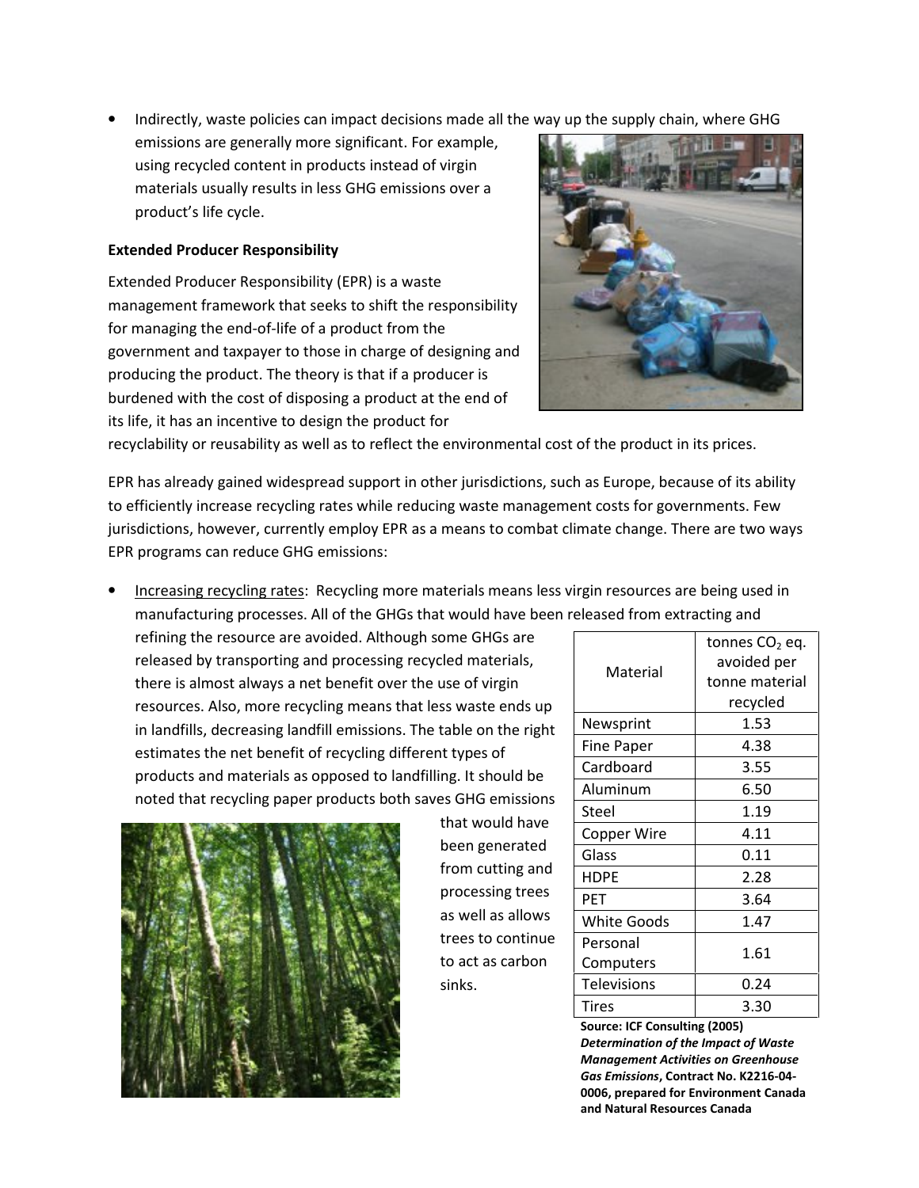- Indirectly, waste policies can impact decisions made all the way up the supply chain, where GHG emissions are generally more significant. For example, using recycled content in products instead of virgin materials usually results in less GHG emissions over a product's life cycle.

**Extended Producer Responsibility**

Extended Producer Responsibility (EPR) is a waste management framework that seeks to shift the responsibility for managing the end-of-life of a product from the government and taxpayer to those in charge of designing and producing the product. The theory is that if a producer is burdened with the cost of disposing a product at the end of its life, it has an incentive to design the product for recyclability or reusability as well as to reflect the environmental cost of the product in its prices.

EPR has already gained widespread support in other jurisdictions, such as Europe, because of its ability to efficiently increase recycling rates while reducing waste management costs for governments. Few jurisdictions, however, currently employ EPR as a means to combat climate change. There are two ways EPR programs can reduce GHG emissions:

- <u>Increasing recycling rates</u>: Recycling more materials means less virgin resources are being used in manufacturing processes. All of the GHGs that would have been released from extracting and refining the resource are avoided. Although some GHGs are released by transporting and processing recycled materials, there is almost always a net benefit over the use of virgin resources. Also, more recycling means that less waste ends up in landfills, decreasing landfill emissions. The table on the right estimates the net benefit of recycling different types of products and materials as opposed to landfilling. It should be noted that recycling paper products both saves GHG emissions that would have been generated from cutting and processing trees as well as allows trees to continue to act as carbon sinks.

| Material | tonnes $CO_2$ eq. avoided per tonne material recycled |
|---|---|
| Newsprint | 1.53 |
| Fine Paper | 4.38 |
| Cardboard | 3.55 |
| Aluminum | 6.50 |
| Steel | 1.19 |
| Copper Wire | 4.11 |
| Glass | 0.11 |
| HDPE | 2.28 |
| PET | 3.64 |
| White Goods | 1.47 |
| Personal Computers | 1.61 |
| Televisions | 0.24 |
| Tires | 3.30 |

**Source: ICF Consulting (2005) *Determination of the Impact of Waste Management Activities on Greenhouse Gas Emissions*, Contract No. K2216-04-0006, prepared for Environment Canada and Natural Resources Canada**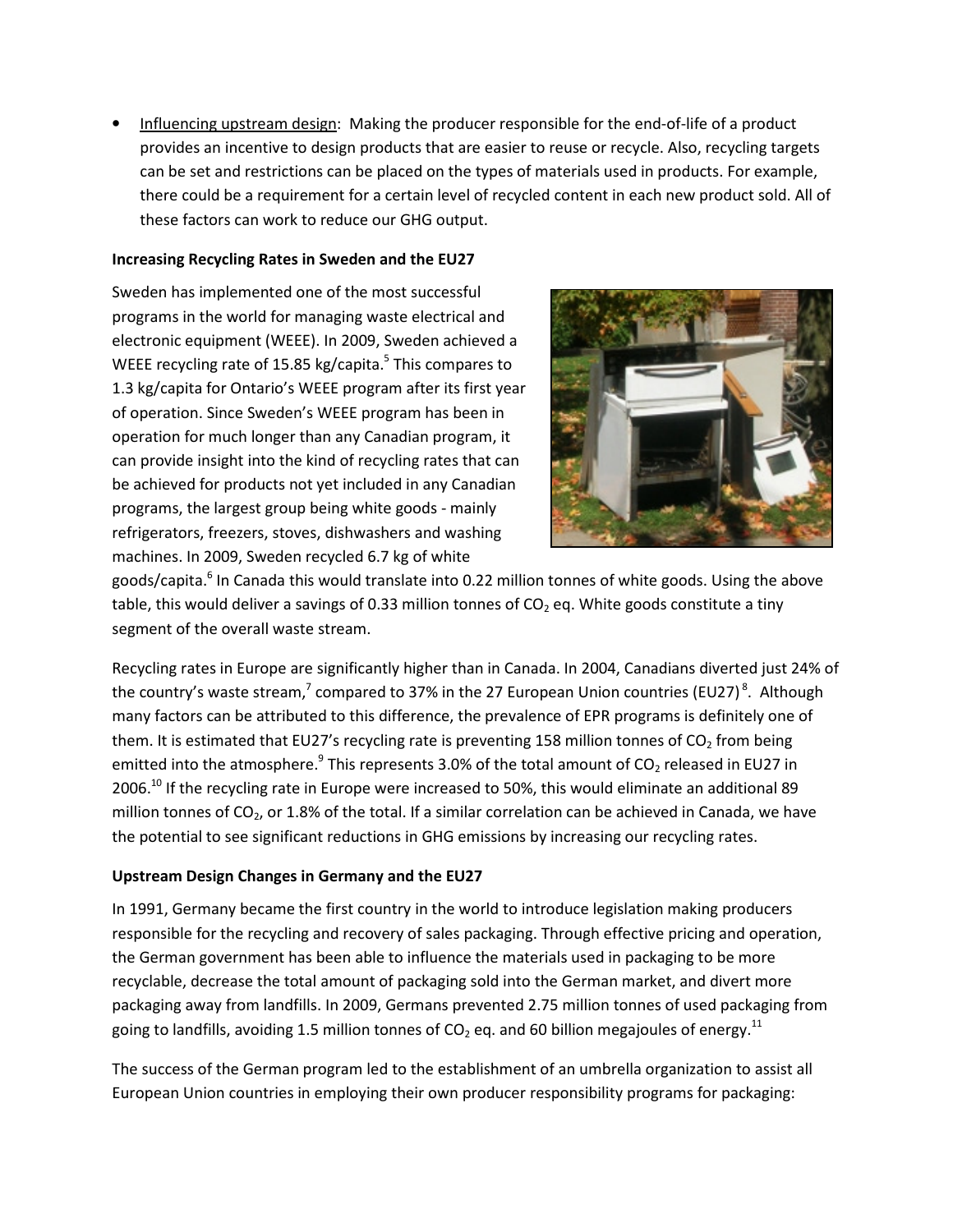- Influencing upstream design: Making the producer responsible for the end-of-life of a product provides an incentive to design products that are easier to reuse or recycle. Also, recycling targets can be set and restrictions can be placed on the types of materials used in products. For example, there could be a requirement for a certain level of recycled content in each new product sold. All of these factors can work to reduce our GHG output.

**Increasing Recycling Rates in Sweden and the EU27**

Sweden has implemented one of the most successful programs in the world for managing waste electrical and electronic equipment (WEEE). In 2009, Sweden achieved a WEEE recycling rate of 15.85 kg/capita.[5] This compares to 1.3 kg/capita for Ontario's WEEE program after its first year of operation. Since Sweden's WEEE program has been in operation for much longer than any Canadian program, it can provide insight into the kind of recycling rates that can be achieved for products not yet included in any Canadian programs, the largest group being white goods - mainly refrigerators, freezers, stoves, dishwashers and washing machines. In 2009, Sweden recycled 6.7 kg of white goods/capita.[6] In Canada this would translate into 0.22 million tonnes of white goods. Using the above table, this would deliver a savings of 0.33 million tonnes of $CO_2$ eq. White goods constitute a tiny segment of the overall waste stream.

Recycling rates in Europe are significantly higher than in Canada. In 2004, Canadians diverted just 24% of the country's waste stream,[7] compared to 37% in the 27 European Union countries (EU27)[8]. Although many factors can be attributed to this difference, the prevalence of EPR programs is definitely one of them. It is estimated that EU27's recycling rate is preventing 158 million tonnes of $CO_2$ from being emitted into the atmosphere.[9] This represents 3.0% of the total amount of $CO_2$ released in EU27 in 2006.[10] If the recycling rate in Europe were increased to 50%, this would eliminate an additional 89 million tonnes of $CO_2$, or 1.8% of the total. If a similar correlation can be achieved in Canada, we have the potential to see significant reductions in GHG emissions by increasing our recycling rates.

**Upstream Design Changes in Germany and the EU27**

In 1991, Germany became the first country in the world to introduce legislation making producers responsible for the recycling and recovery of sales packaging. Through effective pricing and operation, the German government has been able to influence the materials used in packaging to be more recyclable, decrease the total amount of packaging sold into the German market, and divert more packaging away from landfills. In 2009, Germans prevented 2.75 million tonnes of used packaging from going to landfills, avoiding 1.5 million tonnes of $CO_2$ eq. and 60 billion megajoules of energy.[11]

The success of the German program led to the establishment of an umbrella organization to assist all European Union countries in employing their own producer responsibility programs for packaging: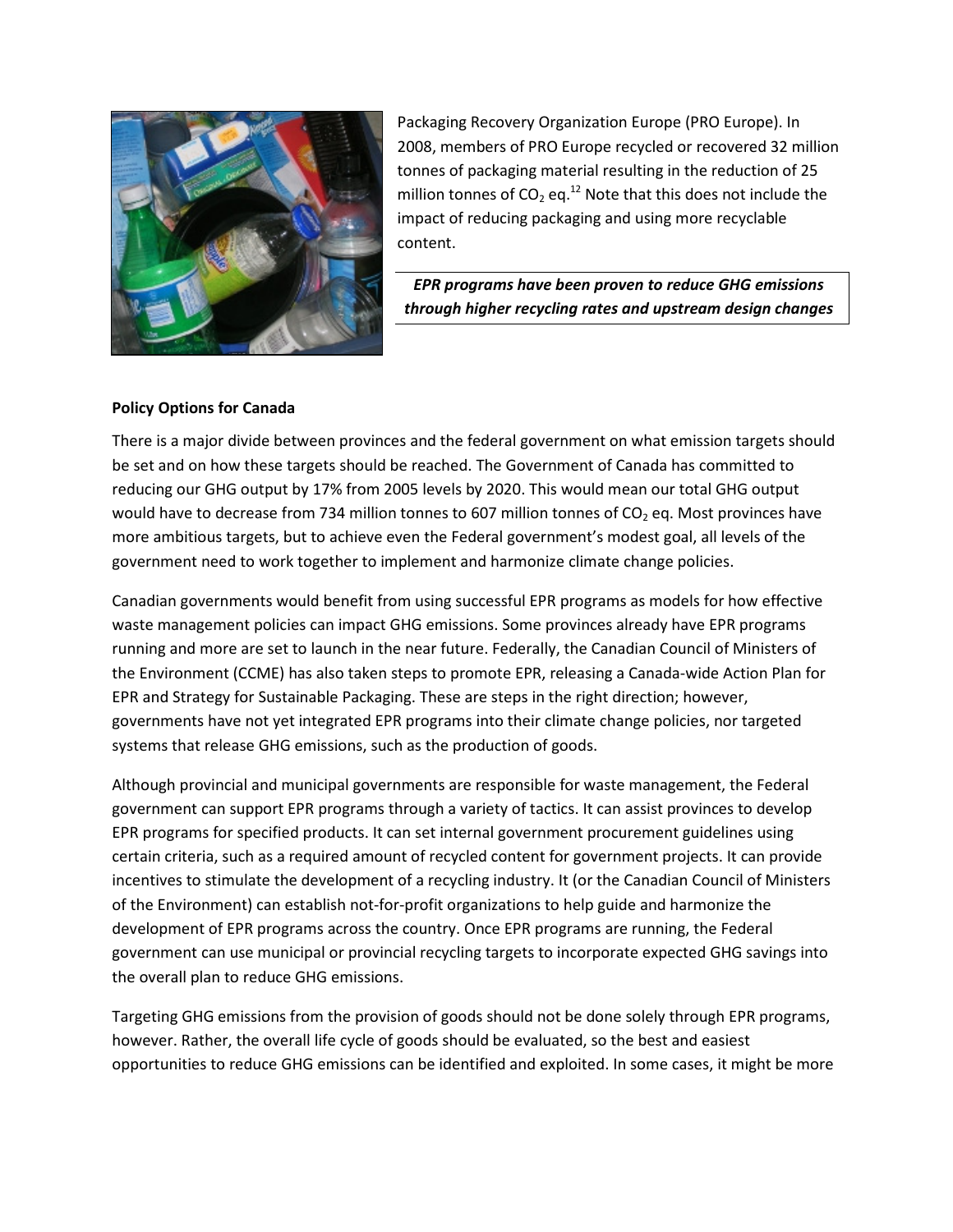Packaging Recovery Organization Europe (PRO Europe). In 2008, members of PRO Europe recycled or recovered 32 million tonnes of packaging material resulting in the reduction of 25 million tonnes of $CO_2$ eq.[12] Note that this does not include the impact of reducing packaging and using more recyclable content.

***EPR programs have been proven to reduce GHG emissions through higher recycling rates and upstream design changes***

**Policy Options for Canada**

There is a major divide between provinces and the federal government on what emission targets should be set and on how these targets should be reached. The Government of Canada has committed to reducing our GHG output by 17% from 2005 levels by 2020. This would mean our total GHG output would have to decrease from 734 million tonnes to 607 million tonnes of $CO_2$ eq. Most provinces have more ambitious targets, but to achieve even the Federal government's modest goal, all levels of the government need to work together to implement and harmonize climate change policies.

Canadian governments would benefit from using successful EPR programs as models for how effective waste management policies can impact GHG emissions. Some provinces already have EPR programs running and more are set to launch in the near future. Federally, the Canadian Council of Ministers of the Environment (CCME) has also taken steps to promote EPR, releasing a Canada-wide Action Plan for EPR and Strategy for Sustainable Packaging. These are steps in the right direction; however, governments have not yet integrated EPR programs into their climate change policies, nor targeted systems that release GHG emissions, such as the production of goods.

Although provincial and municipal governments are responsible for waste management, the Federal government can support EPR programs through a variety of tactics. It can assist provinces to develop EPR programs for specified products. It can set internal government procurement guidelines using certain criteria, such as a required amount of recycled content for government projects. It can provide incentives to stimulate the development of a recycling industry. It (or the Canadian Council of Ministers of the Environment) can establish not-for-profit organizations to help guide and harmonize the development of EPR programs across the country. Once EPR programs are running, the Federal government can use municipal or provincial recycling targets to incorporate expected GHG savings into the overall plan to reduce GHG emissions.

Targeting GHG emissions from the provision of goods should not be done solely through EPR programs, however. Rather, the overall life cycle of goods should be evaluated, so the best and easiest opportunities to reduce GHG emissions can be identified and exploited. In some cases, it might be more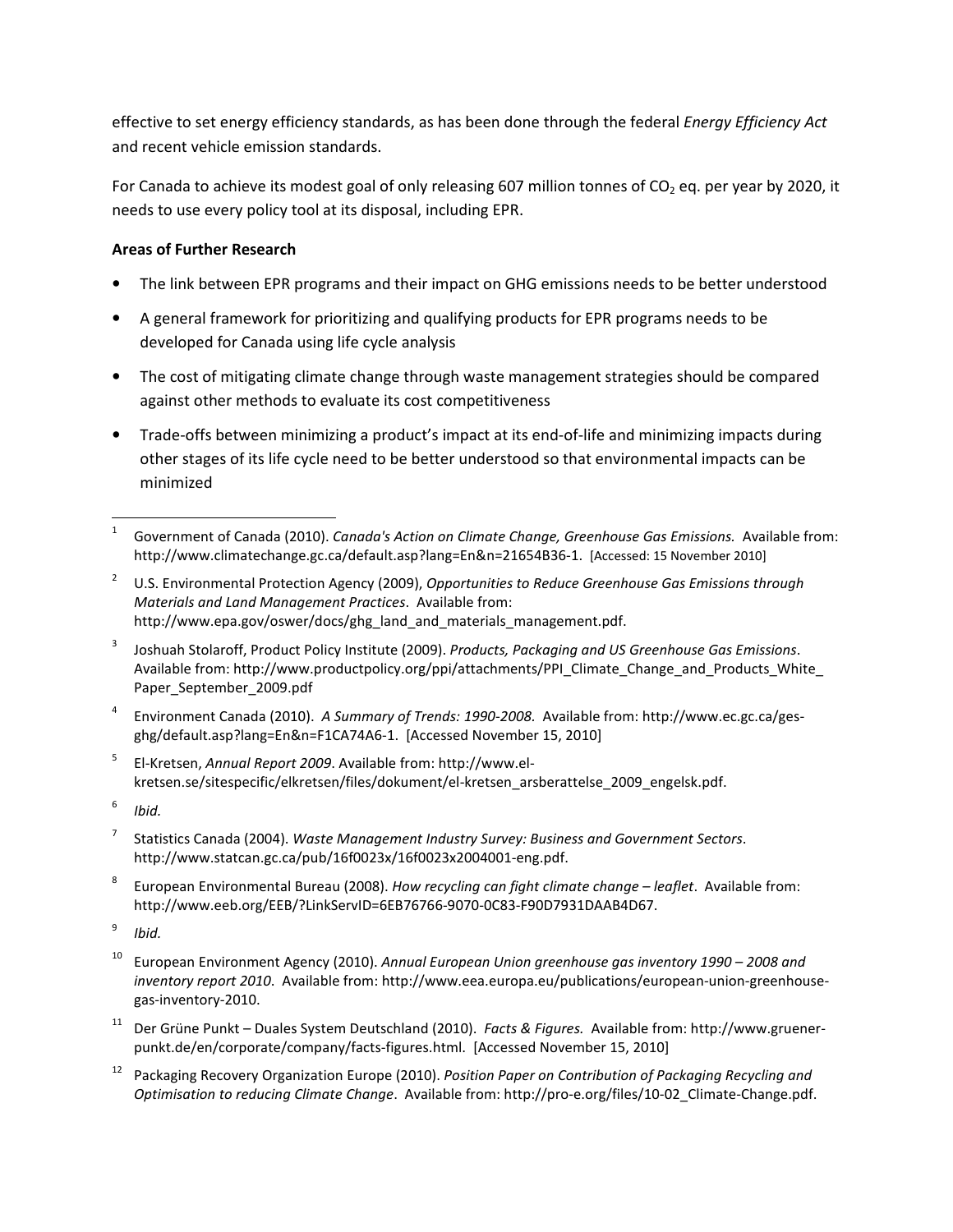effective to set energy efficiency standards, as has been done through the federal *Energy Efficiency Act* and recent vehicle emission standards.

For Canada to achieve its modest goal of only releasing 607 million tonnes of $CO_2$ eq. per year by 2020, it needs to use every policy tool at its disposal, including EPR.

**Areas of Further Research**

- The link between EPR programs and their impact on GHG emissions needs to be better understood
- A general framework for prioritizing and qualifying products for EPR programs needs to be developed for Canada using life cycle analysis
- The cost of mitigating climate change through waste management strategies should be compared against other methods to evaluate its cost competitiveness
- Trade-offs between minimizing a product's impact at its end-of-life and minimizing impacts during other stages of its life cycle need to be better understood so that environmental impacts can be minimized

---

[1] Government of Canada (2010). *Canada's Action on Climate Change, Greenhouse Gas Emissions.* Available from: http://www.climatechange.gc.ca/default.asp?lang=En&n=21654B36-1. [Accessed: 15 November 2010]

[2] U.S. Environmental Protection Agency (2009), *Opportunities to Reduce Greenhouse Gas Emissions through Materials and Land Management Practices*. Available from: http://www.epa.gov/oswer/docs/ghg_land_and_materials_management.pdf.

[3] Joshuah Stolaroff, Product Policy Institute (2009). *Products, Packaging and US Greenhouse Gas Emissions*. Available from: http://www.productpolicy.org/ppi/attachments/PPI_Climate_Change_and_Products_White_Paper_September_2009.pdf

[4] Environment Canada (2010). *A Summary of Trends: 1990-2008.* Available from: http://www.ec.gc.ca/ges-ghg/default.asp?lang=En&n=F1CA74A6-1. [Accessed November 15, 2010]

[5] El-Kretsen, *Annual Report 2009*. Available from: http://www.el-kretsen.se/sitespecific/elkretsen/files/dokument/el-kretsen_arsberattelse_2009_engelsk.pdf.

[6] *Ibid.*

[7] Statistics Canada (2004). *Waste Management Industry Survey: Business and Government Sectors*. http://www.statcan.gc.ca/pub/16f0023x/16f0023x2004001-eng.pdf.

[8] European Environmental Bureau (2008). *How recycling can fight climate change – leaflet*. Available from: http://www.eeb.org/EEB/?LinkServID=6EB76766-9070-0C83-F90D7931DAAB4D67.

[9] *Ibid.*

[10] European Environment Agency (2010). *Annual European Union greenhouse gas inventory 1990 – 2008 and inventory report 2010*. Available from: http://www.eea.europa.eu/publications/european-union-greenhouse-gas-inventory-2010.

[11] Der Grüne Punkt – Duales System Deutschland (2010). *Facts & Figures.* Available from: http://www.gruener-punkt.de/en/corporate/company/facts-figures.html. [Accessed November 15, 2010]

[12] Packaging Recovery Organization Europe (2010). *Position Paper on Contribution of Packaging Recycling and Optimisation to reducing Climate Change*. Available from: http://pro-e.org/files/10-02_Climate-Change.pdf.